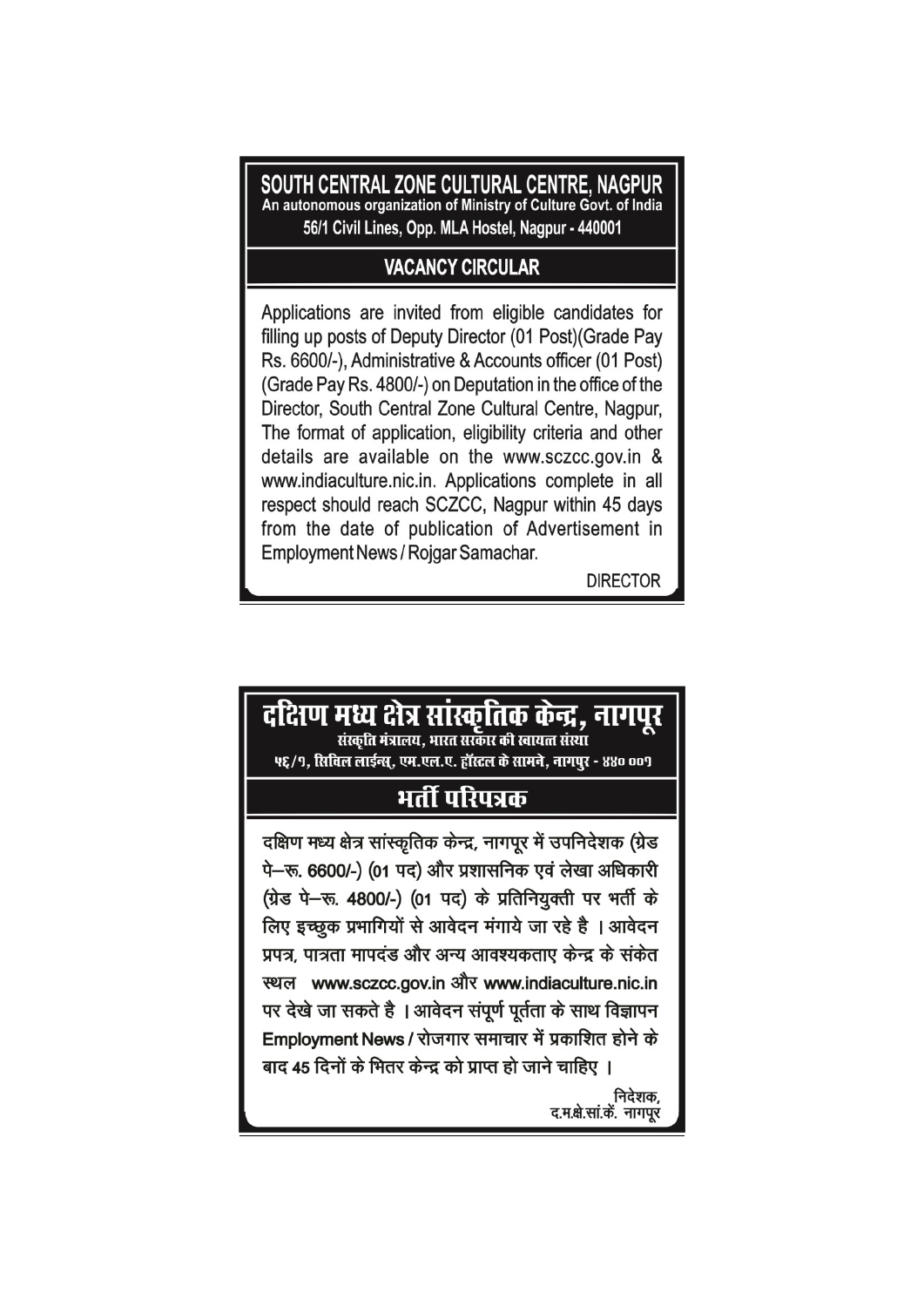# SOUTH CENTRAL ZONE CULTURAL CENTRE, NAGPUR

**An autonomous organization of Ministry of Culture Govt. of India**

**56/1 Civil Lines, Opp. MLA Hostel, Nagpur - 440001**

## VACANCY CIRCULAR

Applications are invited from eligible candidates for filling up posts of Deputy Director (01 Post)(Grade Pay Rs. 6600/-), Administrative & Accounts officer (01 Post) (Grade Pay Rs. 4800/-) on Deputation in the office of the Director, South Central Zone Cultural Centre, Nagpur, The format of application, eligibility criteria and other details are available on the www.sczcc.gov.in & www.indiaculture.nic.in. Applications complete in all respect should reach SCZCC, Nagpur within 45 days from the date of publication of Advertisement in Employment News / Rojgar Samachar.

DIRECTOR

---

# दक्षिण मध्य क्षेत्र सांस्कृतिक केन्द्र, नागपूर

**संस्कृति मंत्रालय, भारत सरकार की स्वायत्त संस्था**

**५६/१, सिविल लाईन्स, एम.एल.ए. हॉस्टल के सामने, नागपुर - ४४० ००१**

## भर्ती परिपत्रक

दक्षिण मध्य क्षेत्र सांस्कृतिक केन्द्र, नागपूर में उपनिदेशक (ग्रेड पे–रू. 6600/-) (01 पद) और प्रशासनिक एवं लेखा अधिकारी (ग्रेड पे–रू. 4800/-) (01 पद) के प्रतिनियुक्ती पर भर्ती के लिए इच्छुक प्रभागियों से आवेदन मंगाये जा रहे है । आवेदन प्रपत्र, पात्रता मापदंड और अन्य आवश्यकताए केन्द्र के संकेत स्थल www.sczcc.gov.in और www.indiaculture.nic.in पर देखे जा सकते है । आवेदन संपूर्ण पूर्तता के साथ विज्ञापन Employment News / रोजगार समाचार में प्रकाशित होने के बाद 45 दिनों के भितर केन्द्र को प्राप्त हो जाने चाहिए ।

निदेशक,
द.म.क्षे.सां.कें. नागपूर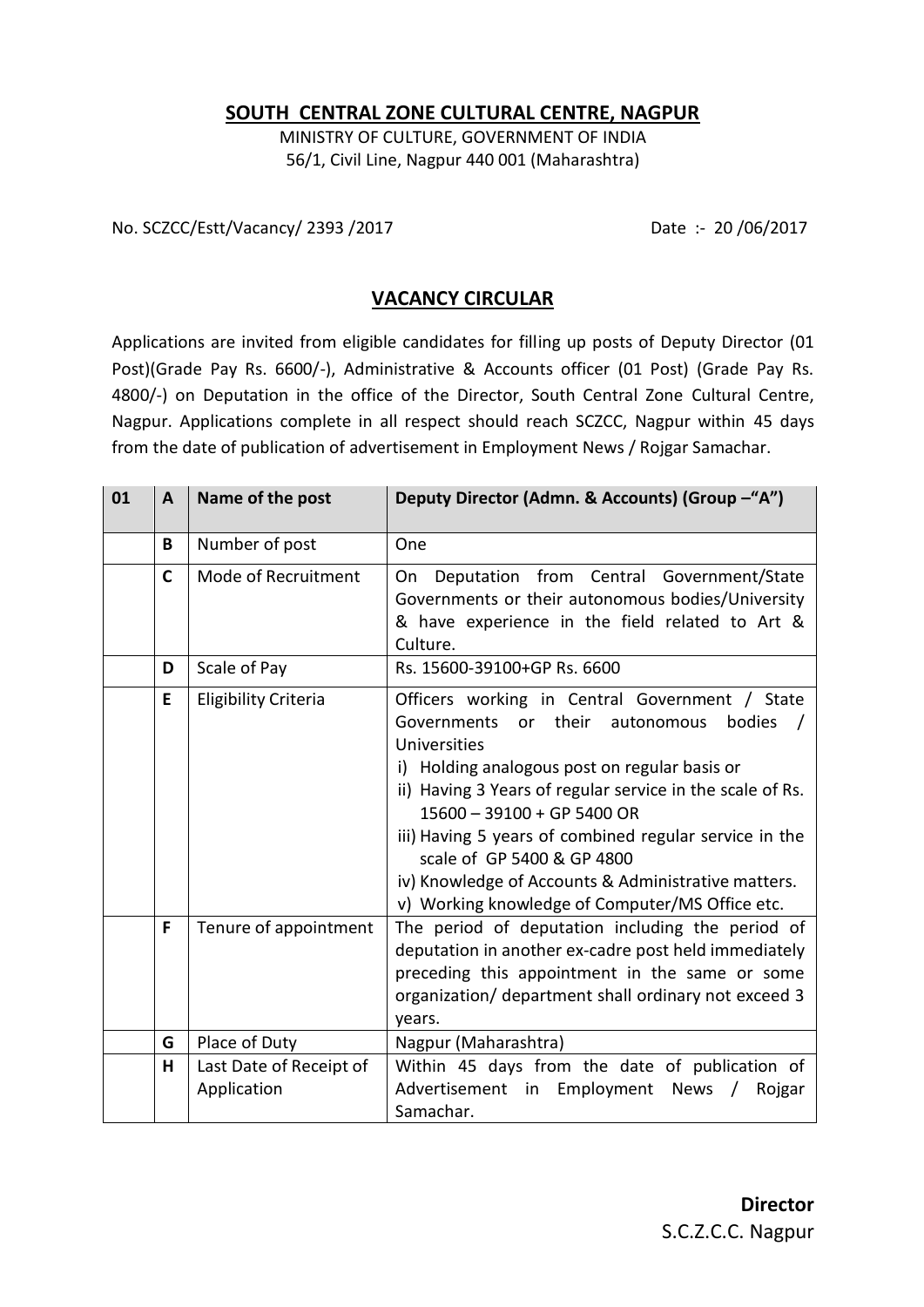## SOUTH CENTRAL ZONE CULTURAL CENTRE, NAGPUR

MINISTRY OF CULTURE, GOVERNMENT OF INDIA
56/1, Civil Line, Nagpur 440 001 (Maharashtra)

No. SCZCC/Estt/Vacancy/ 2393 /2017                                        Date :- 20 /06/2017

## VACANCY CIRCULAR

Applications are invited from eligible candidates for filling up posts of Deputy Director (01 Post)(Grade Pay Rs. 6600/-), Administrative & Accounts officer (01 Post) (Grade Pay Rs. 4800/-) on Deputation in the office of the Director, South Central Zone Cultural Centre, Nagpur. Applications complete in all respect should reach SCZCC, Nagpur within 45 days from the date of publication of advertisement in Employment News / Rojgar Samachar.

| 01 | A | Name of the post | Deputy Director (Admn. & Accounts) (Group –"A") |
|---|---|---|---|
| | B | Number of post | One |
| | C | Mode of Recruitment | On Deputation from Central Government/State Governments or their autonomous bodies/University & have experience in the field related to Art & Culture. |
| | D | Scale of Pay | Rs. 15600-39100+GP Rs. 6600 |
| | E | Eligibility Criteria | Officers working in Central Government / State Governments or their autonomous bodies / Universities<br>i) Holding analogous post on regular basis or<br>ii) Having 3 Years of regular service in the scale of Rs. 15600 – 39100 + GP 5400 OR<br>iii) Having 5 years of combined regular service in the scale of GP 5400 & GP 4800<br>iv) Knowledge of Accounts & Administrative matters.<br>v) Working knowledge of Computer/MS Office etc. |
| | F | Tenure of appointment | The period of deputation including the period of deputation in another ex-cadre post held immediately preceding this appointment in the same or some organization/ department shall ordinary not exceed 3 years. |
| | G | Place of Duty | Nagpur (Maharashtra) |
| | H | Last Date of Receipt of Application | Within 45 days from the date of publication of Advertisement in Employment News / Rojgar Samachar. |

**Director**
S.C.Z.C.C. Nagpur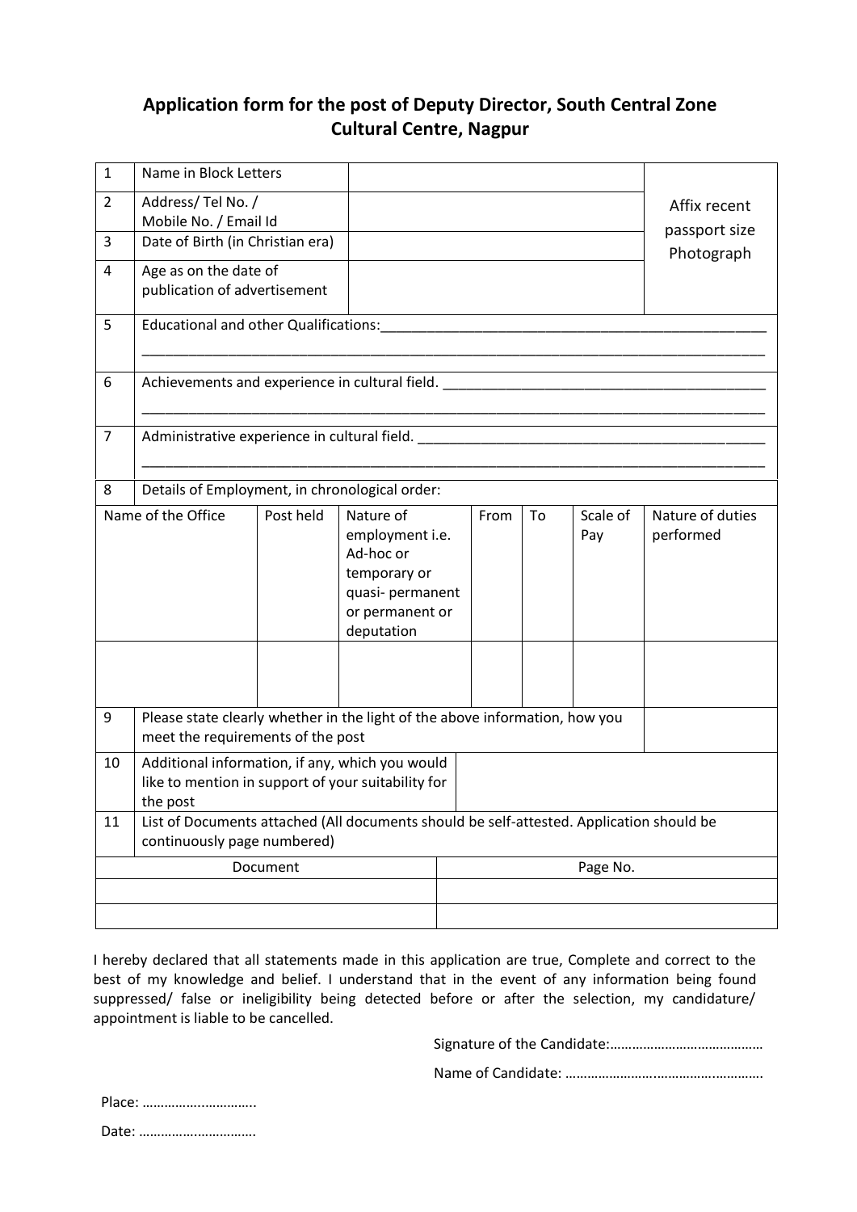# Application form for the post of Deputy Director, South Central Zone Cultural Centre, Nagpur

| 1 | Name in Block Letters | | Affix recent passport size Photograph |
|---|---|---|---|
| 2 | Address/ Tel No. / Mobile No. / Email Id | | |
| 3 | Date of Birth (in Christian era) | | |
| 4 | Age as on the date of publication of advertisement | | |

| 5 | Educational and other Qualifications:______________________________________________ |
|---|---|
| 6 | Achievements and experience in cultural field. ______________________________________ |
| 7 | Administrative experience in cultural field. _________________________________________ |
| 8 | Details of Employment, in chronological order: |

| Name of the Office | Post held | Nature of employment i.e. Ad-hoc or temporary or quasi- permanent or permanent or deputation | From | To | Scale of Pay | Nature of duties performed |
|---|---|---|---|---|---|---|
| | | | | | | |

| 9 | Please state clearly whether in the light of the above information, how you meet the requirements of the post | |
|---|---|---|
| 10 | Additional information, if any, which you would like to mention in support of your suitability for the post | |
| 11 | List of Documents attached (All documents should be self-attested. Application should be continuously page numbered) | |

| Document | Page No. |
|---|---|
| | |
| | |

I hereby declared that all statements made in this application are true, Complete and correct to the best of my knowledge and belief. I understand that in the event of any information being found suppressed/ false or ineligibility being detected before or after the selection, my candidature/ appointment is liable to be cancelled.

Signature of the Candidate:……………………………………

Name of Candidate: ……………………………………………

Place: …………………………

Date: …………………………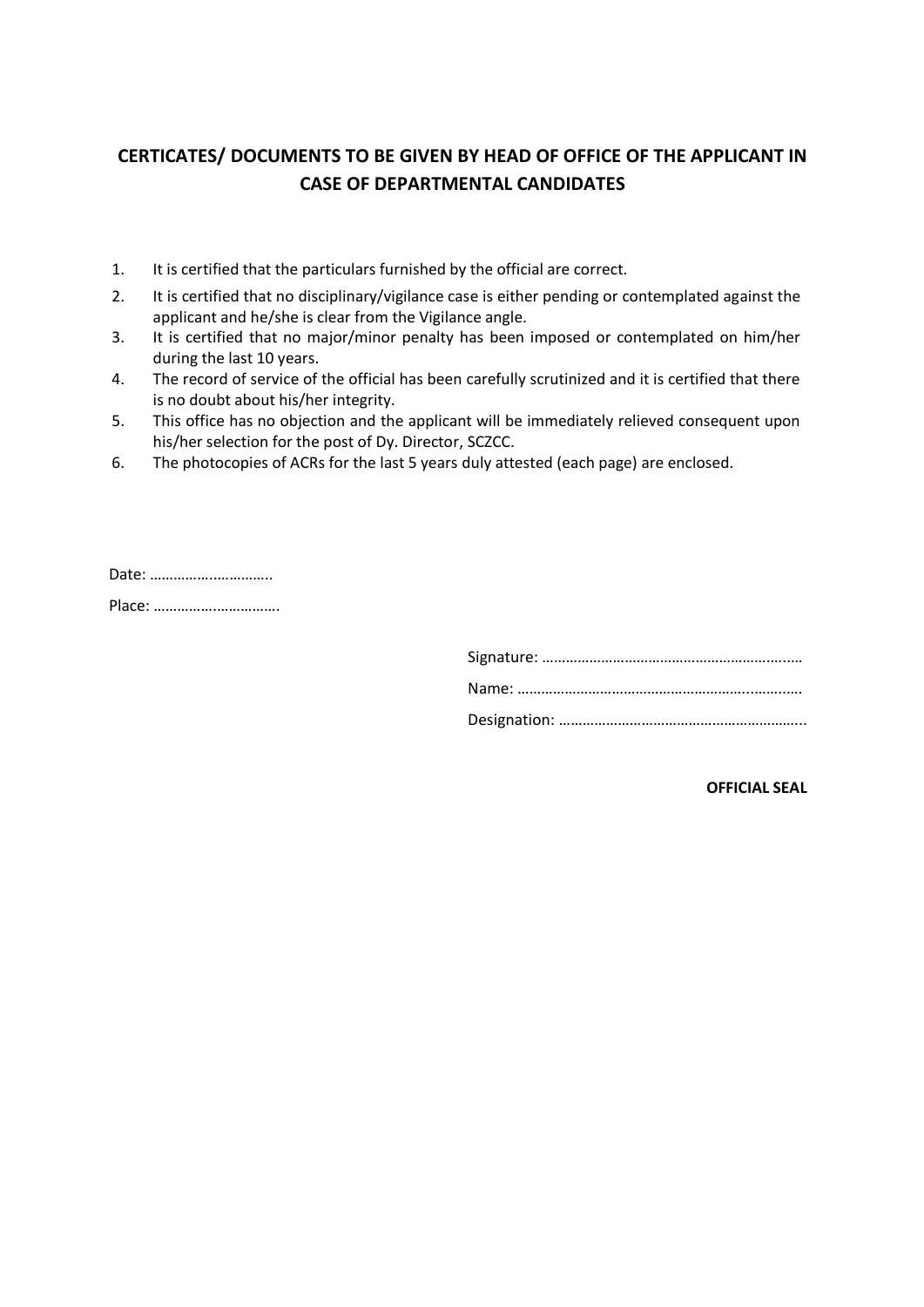## CERTICATES/ DOCUMENTS TO BE GIVEN BY HEAD OF OFFICE OF THE APPLICANT IN CASE OF DEPARTMENTAL CANDIDATES

1. It is certified that the particulars furnished by the official are correct.
2. It is certified that no disciplinary/vigilance case is either pending or contemplated against the applicant and he/she is clear from the Vigilance angle.
3. It is certified that no major/minor penalty has been imposed or contemplated on him/her during the last 10 years.
4. The record of service of the official has been carefully scrutinized and it is certified that there is no doubt about his/her integrity.
5. This office has no objection and the applicant will be immediately relieved consequent upon his/her selection for the post of Dy. Director, SCZCC.
6. The photocopies of ACRs for the last 5 years duly attested (each page) are enclosed.

Date: …………..…………..

Place: …………..……………

Signature: …………………………………………………..…

Name: ……………………………………………….…..……..…

Designation: ……………………………………………………..

**OFFICIAL SEAL**